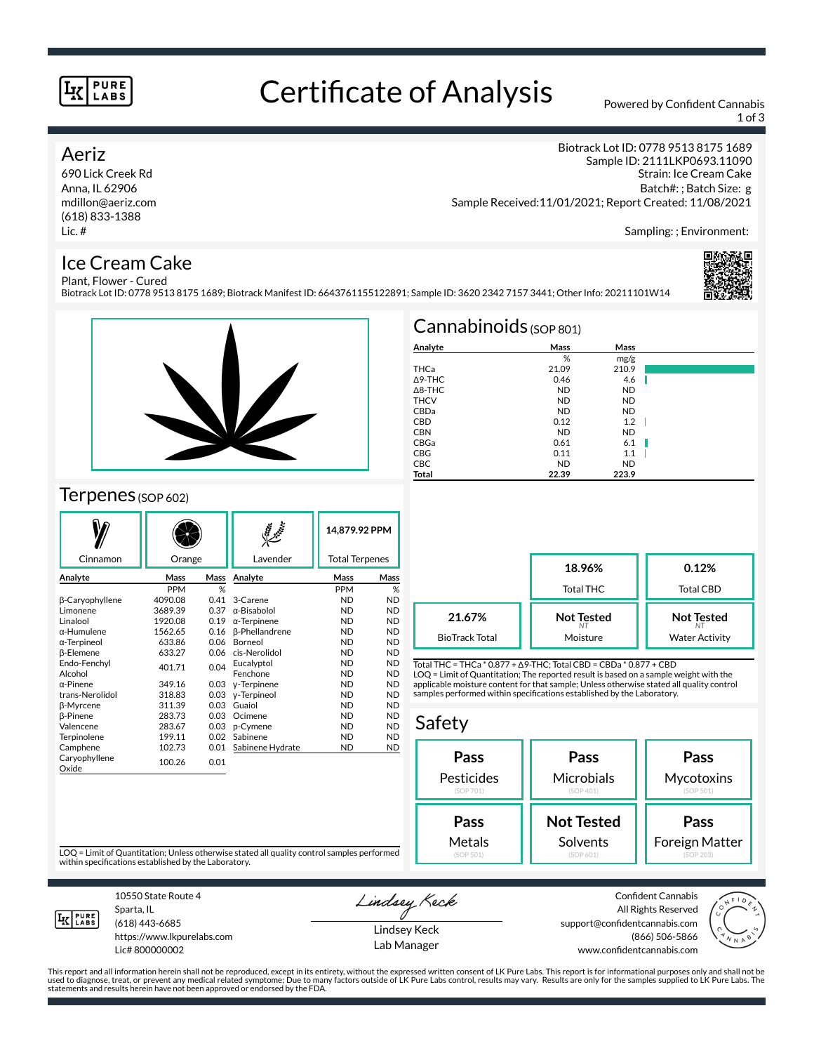# Certificate of Analysis

Powered by Confident Cannabis

**Aeriz**
690 Lick Creek Rd
Anna, IL 62906
mdillon@aeriz.com
(618) 833-1388
Lic. #

Biotrack Lot ID: 0778 9513 8175 1689
Sample ID: 2111LKP0693.11090
Strain: Ice Cream Cake
Batch#: ; Batch Size: g
Sample Received:11/01/2021; Report Created: 11/08/2021

Sampling: ; Environment:

## Ice Cream Cake

Plant, Flower - Cured
Biotrack Lot ID: 0778 9513 8175 1689; Biotrack Manifest ID: 6643761155122891; Sample ID: 3620 2342 7157 3441; Other Info: 20211101W14

## Cannabinoids (SOP 801)

| Analyte | Mass % | Mass mg/g |
|---|---|---|
| THCa | 21.09 | 210.9 |
| Δ9-THC | 0.46 | 4.6 |
| Δ8-THC | ND | ND |
| THCV | ND | ND |
| CBDa | ND | ND |
| CBD | 0.12 | 1.2 |
| CBN | ND | ND |
| CBGa | 0.61 | 6.1 |
| CBG | 0.11 | 1.1 |
| CBC | ND | ND |
| **Total** | **22.39** | **223.9** |

| | |
|---|---|
| **18.96%** | Total THC |
| **0.12%** | Total CBD |
| **21.67%** | BioTrack Total |
| **Not Tested** | Moisture |
| **Not Tested** | Water Activity |

Total THC = THCa * 0.877 + Δ9-THC; Total CBD = CBDa * 0.877 + CBD
LOQ = Limit of Quantitation; The reported result is based on a sample weight with the applicable moisture content for that sample; Unless otherwise stated all quality control samples performed within specifications established by the Laboratory.

## Terpenes (SOP 602)

Cinnamon | Orange | Lavender | **14,879.92 PPM** Total Terpenes

| Analyte | Mass PPM | Mass % | Analyte | Mass PPM | Mass % |
|---|---|---|---|---|---|
| β-Caryophyllene | 4090.08 | 0.41 | 3-Carene | ND | ND |
| Limonene | 3689.39 | 0.37 | α-Bisabolol | ND | ND |
| Linalool | 1920.08 | 0.19 | α-Terpinene | ND | ND |
| α-Humulene | 1562.65 | 0.16 | β-Phellandrene | ND | ND |
| α-Terpineol | 633.86 | 0.06 | Borneol | ND | ND |
| β-Elemene | 633.27 | 0.06 | cis-Nerolidol | ND | ND |
| Endo-Fenchyl Alcohol | 401.71 | 0.04 | Eucalyptol | ND | ND |
| | | | Fenchone | ND | ND |
| α-Pinene | 349.16 | 0.03 | γ-Terpinene | ND | ND |
| trans-Nerolidol | 318.83 | 0.03 | γ-Terpineol | ND | ND |
| β-Myrcene | 311.39 | 0.03 | Guaiol | ND | ND |
| β-Pinene | 283.73 | 0.03 | Ocimene | ND | ND |
| Valencene | 283.67 | 0.03 | p-Cymene | ND | ND |
| Terpinolene | 199.11 | 0.02 | Sabinene | ND | ND |
| Camphene | 102.73 | 0.01 | Sabinene Hydrate | ND | ND |
| Caryophyllene Oxide | 100.26 | 0.01 | | | |

LOQ = Limit of Quantitation; Unless otherwise stated all quality control samples performed within specifications established by the Laboratory.

## Safety

| Test | Result | SOP |
|---|---|---|
| Pesticides | **Pass** | SOP 701 |
| Microbials | **Pass** | SOP 401 |
| Mycotoxins | **Pass** | SOP 501 |
| Metals | **Pass** | SOP 501 |
| Solvents | **Not Tested** | SOP 601 |
| Foreign Matter | **Pass** | SOP 203 |

10550 State Route 4
Sparta, IL
(618) 443-6685
https://www.lkpurelabs.com
Lic# 800000002

Lindsey Keck
Lab Manager

Confident Cannabis
All Rights Reserved
support@confidentcannabis.com
(866) 506-5866
www.confidentcannabis.com

This report and all information herein shall not be reproduced, except in its entirety, without the expressed written consent of LK Pure Labs. This report is for informational purposes only and shall not be used to diagnose, treat, or prevent any medical related symptome; Due to many factors outside of LK Pure Labs control, results may vary. Results are only for the samples supplied to LK Pure Labs. The statements and results herein have not been approved or endorsed by the FDA.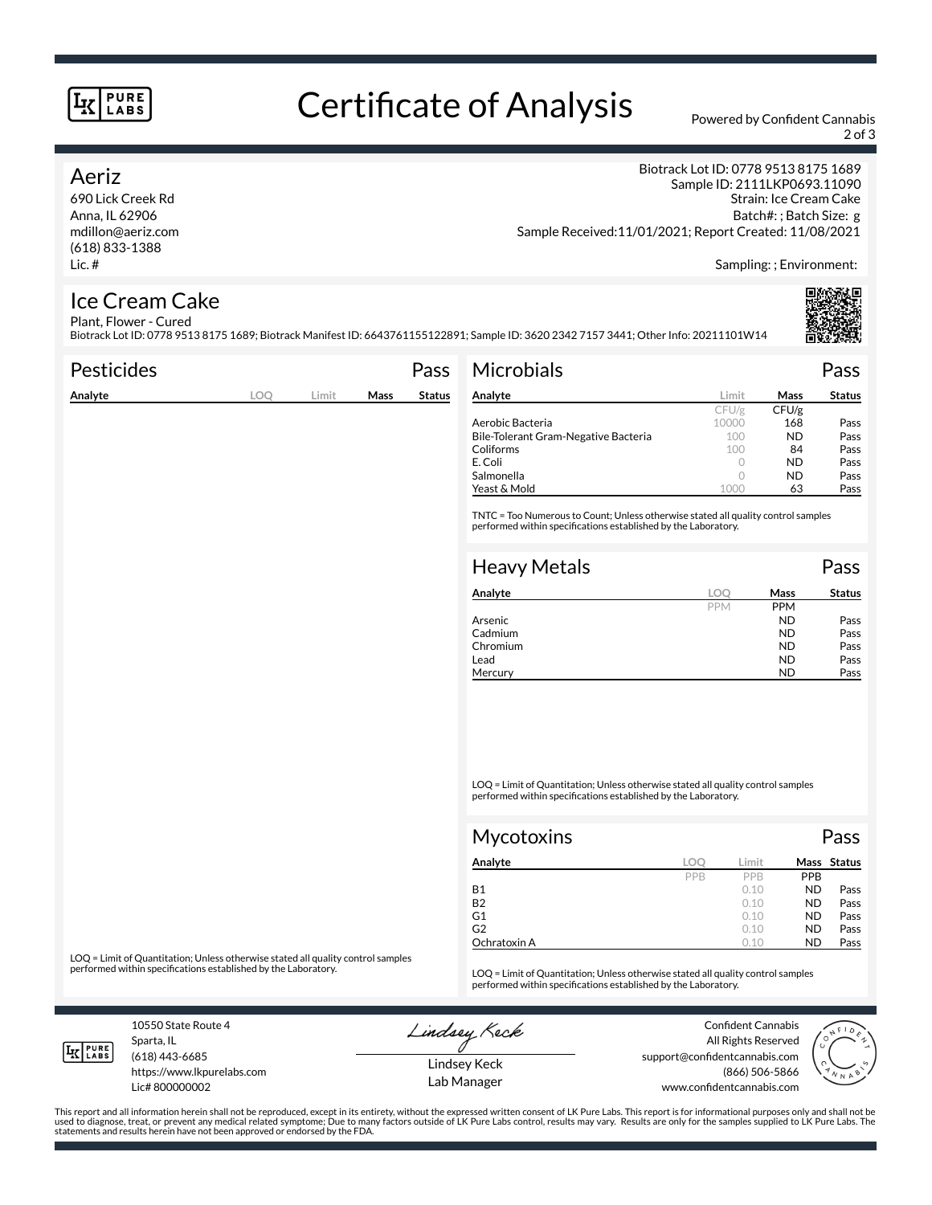# Certificate of Analysis

Powered by Confident Cannabis

## Aeriz

690 Lick Creek Rd
Anna, IL 62906
mdillon@aeriz.com
(618) 833-1388
Lic. #

Biotrack Lot ID: 0778 9513 8175 1689
Sample ID: 2111LKP0693.11090
Strain: Ice Cream Cake
Batch#: ; Batch Size: g
Sample Received:11/01/2021; Report Created: 11/08/2021

Sampling: ; Environment:

## Ice Cream Cake

Plant, Flower - Cured
Biotrack Lot ID: 0778 9513 8175 1689; Biotrack Manifest ID: 6643761155122891; Sample ID: 3620 2342 7157 3441; Other Info: 20211101W14

### Pesticides — Pass

| Analyte | LOQ | Limit | Mass | Status |
|---|---|---|---|---|

LOQ = Limit of Quantitation; Unless otherwise stated all quality control samples performed within specifications established by the Laboratory.

### Microbials — Pass

| Analyte | Limit | Mass | Status |
|---|---|---|---|
| | CFU/g | CFU/g | |
| Aerobic Bacteria | 10000 | 168 | Pass |
| Bile-Tolerant Gram-Negative Bacteria | 100 | ND | Pass |
| Coliforms | 100 | 84 | Pass |
| E. Coli | 0 | ND | Pass |
| Salmonella | 0 | ND | Pass |
| Yeast & Mold | 1000 | 63 | Pass |

TNTC = Too Numerous to Count; Unless otherwise stated all quality control samples performed within specifications established by the Laboratory.

### Heavy Metals — Pass

| Analyte | LOQ | Mass | Status |
|---|---|---|---|
| | PPM | PPM | |
| Arsenic | | ND | Pass |
| Cadmium | | ND | Pass |
| Chromium | | ND | Pass |
| Lead | | ND | Pass |
| Mercury | | ND | Pass |

LOQ = Limit of Quantitation; Unless otherwise stated all quality control samples performed within specifications established by the Laboratory.

### Mycotoxins — Pass

| Analyte | LOQ | Limit | Mass | Status |
|---|---|---|---|---|
| | PPB | PPB | PPB | |
| B1 | | 0.10 | ND | Pass |
| B2 | | 0.10 | ND | Pass |
| G1 | | 0.10 | ND | Pass |
| G2 | | 0.10 | ND | Pass |
| Ochratoxin A | | 0.10 | ND | Pass |

LOQ = Limit of Quantitation; Unless otherwise stated all quality control samples performed within specifications established by the Laboratory.

10550 State Route 4
Sparta, IL
(618) 443-6685
https://www.lkpurelabs.com
Lic# 800000002

Lindsey Keck
Lab Manager

Confident Cannabis
All Rights Reserved
support@confidentcannabis.com
(866) 506-5866
www.confidentcannabis.com

This report and all information herein shall not be reproduced, except in its entirety, without the expressed written consent of LK Pure Labs. This report is for informational purposes only and shall not be used to diagnose, treat, or prevent any medical related symptome; Due to many factors outside of LK Pure Labs control, results may vary. Results are only for the samples supplied to LK Pure Labs. The statements and results herein have not been approved or endorsed by the FDA.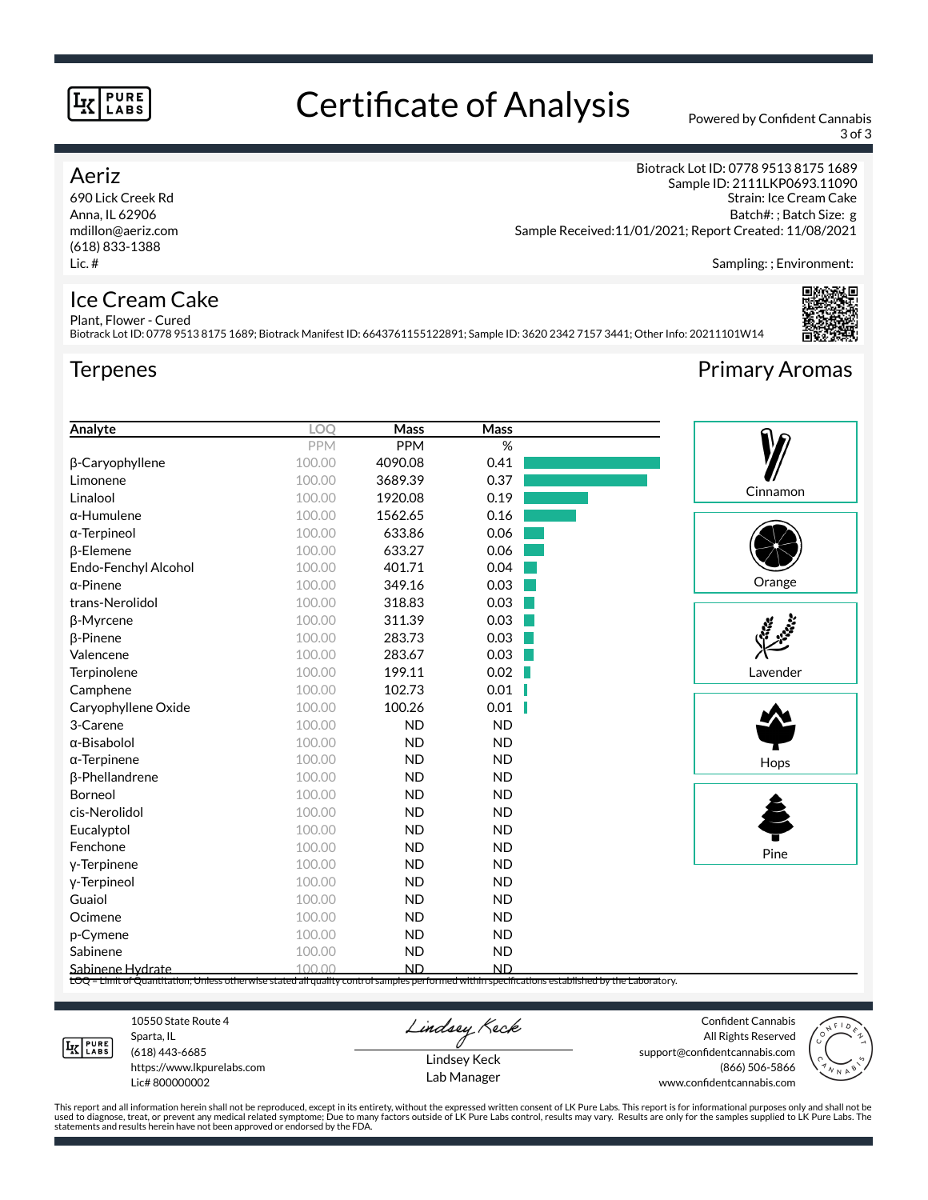# Certificate of Analysis

Powered by Confident Cannabis

## Aeriz

690 Lick Creek Rd
Anna, IL 62906
mdillon@aeriz.com
(618) 833-1388
Lic. #

Biotrack Lot ID: 0778 9513 8175 1689
Sample ID: 2111LKP0693.11090
Strain: Ice Cream Cake
Batch#: ; Batch Size: g
Sample Received:11/01/2021; Report Created: 11/08/2021

Sampling: ; Environment:

## Ice Cream Cake

Plant, Flower - Cured
Biotrack Lot ID: 0778 9513 8175 1689; Biotrack Manifest ID: 6643761155122891; Sample ID: 3620 2342 7157 3441; Other Info: 20211101W14

## Terpenes

| Analyte | LOQ | Mass | Mass |
|---|---|---|---|
| | PPM | PPM | % |
| β-Caryophyllene | 100.00 | 4090.08 | 0.41 |
| Limonene | 100.00 | 3689.39 | 0.37 |
| Linalool | 100.00 | 1920.08 | 0.19 |
| α-Humulene | 100.00 | 1562.65 | 0.16 |
| α-Terpineol | 100.00 | 633.86 | 0.06 |
| β-Elemene | 100.00 | 633.27 | 0.06 |
| Endo-Fenchyl Alcohol | 100.00 | 401.71 | 0.04 |
| α-Pinene | 100.00 | 349.16 | 0.03 |
| trans-Nerolidol | 100.00 | 318.83 | 0.03 |
| β-Myrcene | 100.00 | 311.39 | 0.03 |
| β-Pinene | 100.00 | 283.73 | 0.03 |
| Valencene | 100.00 | 283.67 | 0.03 |
| Terpinolene | 100.00 | 199.11 | 0.02 |
| Camphene | 100.00 | 102.73 | 0.01 |
| Caryophyllene Oxide | 100.00 | 100.26 | 0.01 |
| 3-Carene | 100.00 | ND | ND |
| α-Bisabolol | 100.00 | ND | ND |
| α-Terpinene | 100.00 | ND | ND |
| β-Phellandrene | 100.00 | ND | ND |
| Borneol | 100.00 | ND | ND |
| cis-Nerolidol | 100.00 | ND | ND |
| Eucalyptol | 100.00 | ND | ND |
| Fenchone | 100.00 | ND | ND |
| γ-Terpinene | 100.00 | ND | ND |
| γ-Terpineol | 100.00 | ND | ND |
| Guaiol | 100.00 | ND | ND |
| Ocimene | 100.00 | ND | ND |
| p-Cymene | 100.00 | ND | ND |
| Sabinene | 100.00 | ND | ND |
| Sabinene Hydrate | 100.00 | ND | ND |

LOQ = Limit of Quantitation; Unless otherwise stated all quality control samples performed within specifications established by the Laboratory.

## Primary Aromas

Cinnamon
Orange
Lavender
Hops
Pine

10550 State Route 4
Sparta, IL
(618) 443-6685
https://www.lkpurelabs.com
Lic# 800000002

Lindsey Keck
Lab Manager

Confident Cannabis
All Rights Reserved
support@confidentcannabis.com
(866) 506-5866
www.confidentcannabis.com

This report and all information herein shall not be reproduced, except in its entirety, without the expressed written consent of LK Pure Labs. This report is for informational purposes only and shall not be used to diagnose, treat, or prevent any medical related symptome; Due to many factors outside of LK Pure Labs control, results may vary. Results are only for the samples supplied to LK Pure Labs. The statements and results herein have not been approved or endorsed by the FDA.